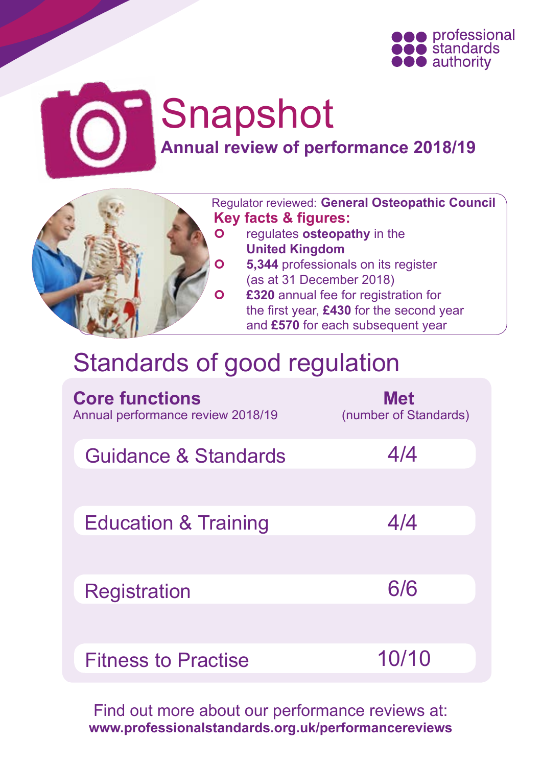professional standards authority

# Snapshot

## Annual review of performance 2018/19

Regulator reviewed: **General Osteopathic Council**

**Key facts & figures:**

- regulates **osteopathy** in the **United Kingdom**
- **5,344** professionals on its register (as at 31 December 2018)
- **£320** annual fee for registration for the first year, **£430** for the second year and **£570** for each subsequent year

## Standards of good regulation

| **Core functions**<br>Annual performance review 2018/19 | **Met**<br>(number of Standards) |
|---|---|
| Guidance & Standards | 4/4 |
| Education & Training | 4/4 |
| Registration | 6/6 |
| Fitness to Practise | 10/10 |

Find out more about our performance reviews at:
**www.professionalstandards.org.uk/performancereviews**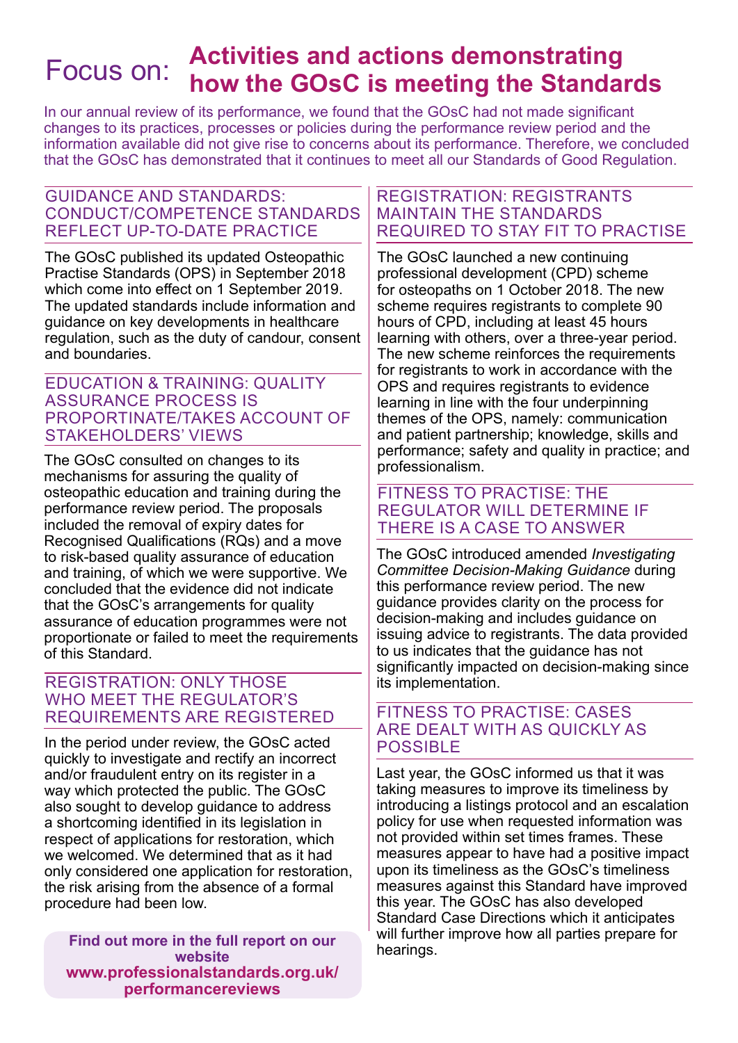# Focus on: Activities and actions demonstrating how the GOsC is meeting the Standards

In our annual review of its performance, we found that the GOsC had not made significant changes to its practices, processes or policies during the performance review period and the information available did not give rise to concerns about its performance. Therefore, we concluded that the GOsC has demonstrated that it continues to meet all our Standards of Good Regulation.

## GUIDANCE AND STANDARDS: CONDUCT/COMPETENCE STANDARDS REFLECT UP-TO-DATE PRACTICE

The GOsC published its updated Osteopathic Practise Standards (OPS) in September 2018 which come into effect on 1 September 2019. The updated standards include information and guidance on key developments in healthcare regulation, such as the duty of candour, consent and boundaries.

## EDUCATION & TRAINING: QUALITY ASSURANCE PROCESS IS PROPORTINATE/TAKES ACCOUNT OF STAKEHOLDERS' VIEWS

The GOsC consulted on changes to its mechanisms for assuring the quality of osteopathic education and training during the performance review period. The proposals included the removal of expiry dates for Recognised Qualifications (RQs) and a move to risk-based quality assurance of education and training, of which we were supportive. We concluded that the evidence did not indicate that the GOsC's arrangements for quality assurance of education programmes were not proportionate or failed to meet the requirements of this Standard.

## REGISTRATION: ONLY THOSE WHO MEET THE REGULATOR'S REQUIREMENTS ARE REGISTERED

In the period under review, the GOsC acted quickly to investigate and rectify an incorrect and/or fraudulent entry on its register in a way which protected the public. The GOsC also sought to develop guidance to address a shortcoming identified in its legislation in respect of applications for restoration, which we welcomed. We determined that as it had only considered one application for restoration, the risk arising from the absence of a formal procedure had been low.

**Find out more in the full report on our website www.professionalstandards.org.uk/performancereviews**

## REGISTRATION: REGISTRANTS MAINTAIN THE STANDARDS REQUIRED TO STAY FIT TO PRACTISE

The GOsC launched a new continuing professional development (CPD) scheme for osteopaths on 1 October 2018. The new scheme requires registrants to complete 90 hours of CPD, including at least 45 hours learning with others, over a three-year period. The new scheme reinforces the requirements for registrants to work in accordance with the OPS and requires registrants to evidence learning in line with the four underpinning themes of the OPS, namely: communication and patient partnership; knowledge, skills and performance; safety and quality in practice; and professionalism.

## FITNESS TO PRACTISE: THE REGULATOR WILL DETERMINE IF THERE IS A CASE TO ANSWER

The GOsC introduced amended *Investigating Committee Decision-Making Guidance* during this performance review period. The new guidance provides clarity on the process for decision-making and includes guidance on issuing advice to registrants. The data provided to us indicates that the guidance has not significantly impacted on decision-making since its implementation.

## FITNESS TO PRACTISE: CASES ARE DEALT WITH AS QUICKLY AS POSSIBLE

Last year, the GOsC informed us that it was taking measures to improve its timeliness by introducing a listings protocol and an escalation policy for use when requested information was not provided within set times frames. These measures appear to have had a positive impact upon its timeliness as the GOsC's timeliness measures against this Standard have improved this year. The GOsC has also developed Standard Case Directions which it anticipates will further improve how all parties prepare for hearings.